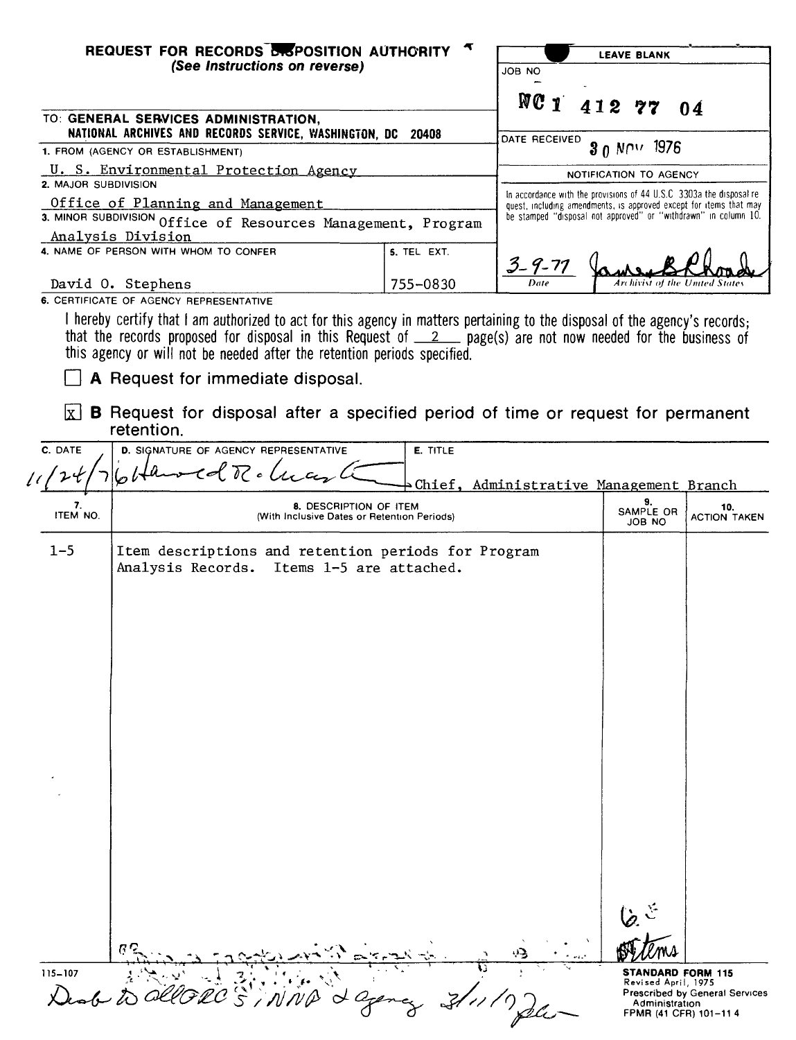**REQUEST FOR RECORDS DISPOSITION AUTHORITY**
*(See Instructions on reverse)*

| LEAVE BLANK |
|---|
| JOB NO |
| NC1 412 77 04 |
| DATE RECEIVED 30 NOV 1976 |
| NOTIFICATION TO AGENCY |
| In accordance with the provisions of 44 U.S.C. 3303a the disposal request, including amendments, is approved except for items that may be stamped "disposal not approved" or "withdrawn" in column 10. |
| 3-9-77 Date — James B. Rhoads, Archivist of the United States |

TO: **GENERAL SERVICES ADMINISTRATION, NATIONAL ARCHIVES AND RECORDS SERVICE, WASHINGTON, DC 20408**

1. FROM (AGENCY OR ESTABLISHMENT)
U. S. Environmental Protection Agency

2. MAJOR SUBDIVISION
Office of Planning and Management

3. MINOR SUBDIVISION Office of Resources Management, Program Analysis Division

4. NAME OF PERSON WITH WHOM TO CONFER
David O. Stephens

5. TEL. EXT.
755-0830

6. CERTIFICATE OF AGENCY REPRESENTATIVE

I hereby certify that I am authorized to act for this agency in matters pertaining to the disposal of the agency's records; that the records proposed for disposal in this Request of 2 page(s) are not now needed for the business of this agency or will not be needed after the retention periods specified.

☐ **A** Request for immediate disposal.

☒ **B** Request for disposal after a specified period of time or request for permanent retention.

| C. DATE | D. SIGNATURE OF AGENCY REPRESENTATIVE | E. TITLE |
|---|---|---|
| 11/24/76 | Harold R. Lucas | Chief, Administrative Management Branch |

| 7. ITEM NO. | 8. DESCRIPTION OF ITEM (With Inclusive Dates or Retention Periods) | 9. SAMPLE OR JOB NO | 10. ACTION TAKEN |
|---|---|---|---|
| 1-5 | Item descriptions and retention periods for Program Analysis Records. Items 1-5 are attached. | 6 items | |

Dist to all ORCS; NND & agency 3/11/77 jle

115-107

**STANDARD FORM 115**
Revised April, 1975
Prescribed by General Services Administration
FPMR (41 CFR) 101-11.4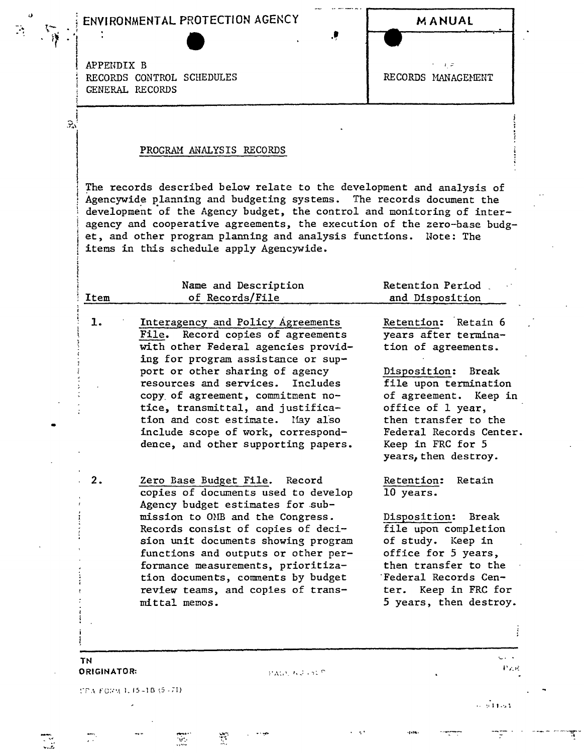ENVIRONMENTAL PROTECTION AGENCY

**MANUAL**

APPENDIX B
RECORDS CONTROL SCHEDULES
GENERAL RECORDS

RECORDS MANAGEMENT

## PROGRAM ANALYSIS RECORDS

The records described below relate to the development and analysis of Agencywide planning and budgeting systems. The records document the development of the Agency budget, the control and monitoring of interagency and cooperative agreements, the execution of the zero-base budget, and other program planning and analysis functions. Note: The items in this schedule apply Agencywide.

| Item | Name and Description of Records/File | Retention Period and Disposition |
|---|---|---|
| 1. | Interagency and Policy Agreements File. Record copies of agreements with other Federal agencies providing for program assistance or support or other sharing of agency resources and services. Includes copy of agreement, commitment notice, transmittal, and justification and cost estimate. May also include scope of work, correspondence, and other supporting papers. | Retention: Retain 6 years after termination of agreements.<br><br>Disposition: Break file upon termination of agreement. Keep in office of 1 year, then transfer to the Federal Records Center. Keep in FRC for 5 years, then destroy. |
| 2. | Zero Base Budget File. Record copies of documents used to develop Agency budget estimates for submission to OMB and the Congress. Records consist of copies of decision unit documents showing program functions and outputs or other performance measurements, prioritization documents, comments by budget review teams, and copies of transmittal memos. | Retention: Retain 10 years.<br><br>Disposition: Break file upon completion of study. Keep in office for 5 years, then transfer to the Federal Records Center. Keep in FRC for 5 years, then destroy. |

TN
ORIGINATOR:

EPA FORM 1315-1B (5-71)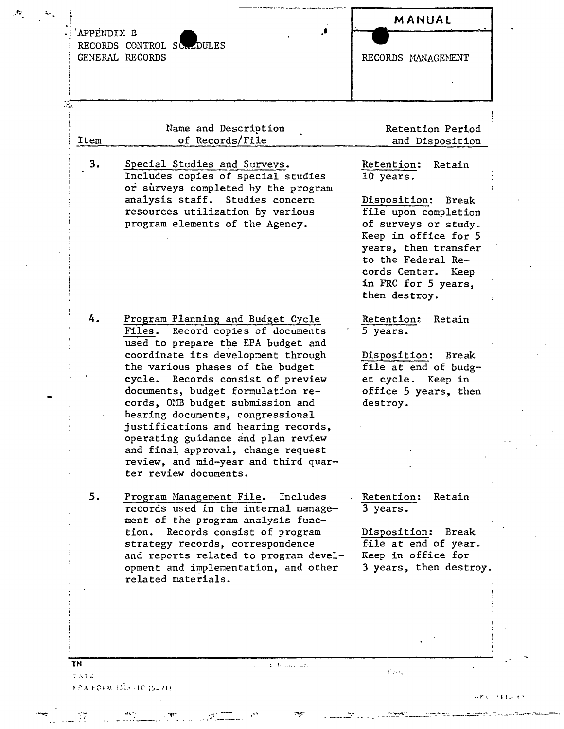APPENDIX B
RECORDS CONTROL SCHEDULES
GENERAL RECORDS

**MANUAL**

RECORDS MANAGEMENT

| Item | Name and Description of Records/File | Retention Period and Disposition |
|---|---|---|
| 3. | Special Studies and Surveys. Includes copies of special studies or surveys completed by the program analysis staff. Studies concern resources utilization by various program elements of the Agency. | Retention: Retain 10 years.<br><br>Disposition: Break file upon completion of surveys or study. Keep in office for 5 years, then transfer to the Federal Records Center. Keep in FRC for 5 years, then destroy. |
| 4. | Program Planning and Budget Cycle Files. Record copies of documents used to prepare the EPA budget and coordinate its development through the various phases of the budget cycle. Records consist of preview documents, budget formulation records, OMB budget submission and hearing documents, congressional justifications and hearing records, operating guidance and plan review and final approval, change request review, and mid-year and third quarter review documents. | Retention: Retain 5 years.<br><br>Disposition: Break file at end of budget cycle. Keep in office 5 years, then destroy. |
| 5. | Program Management File. Includes records used in the internal management of the program analysis function. Records consist of program strategy records, correspondence and reports related to program development and implementation, and other related materials. | Retention: Retain 3 years.<br><br>Disposition: Break file at end of year. Keep in office for 3 years, then destroy. |

TN

DATE

EPA FORM 1315-1C (5-71)